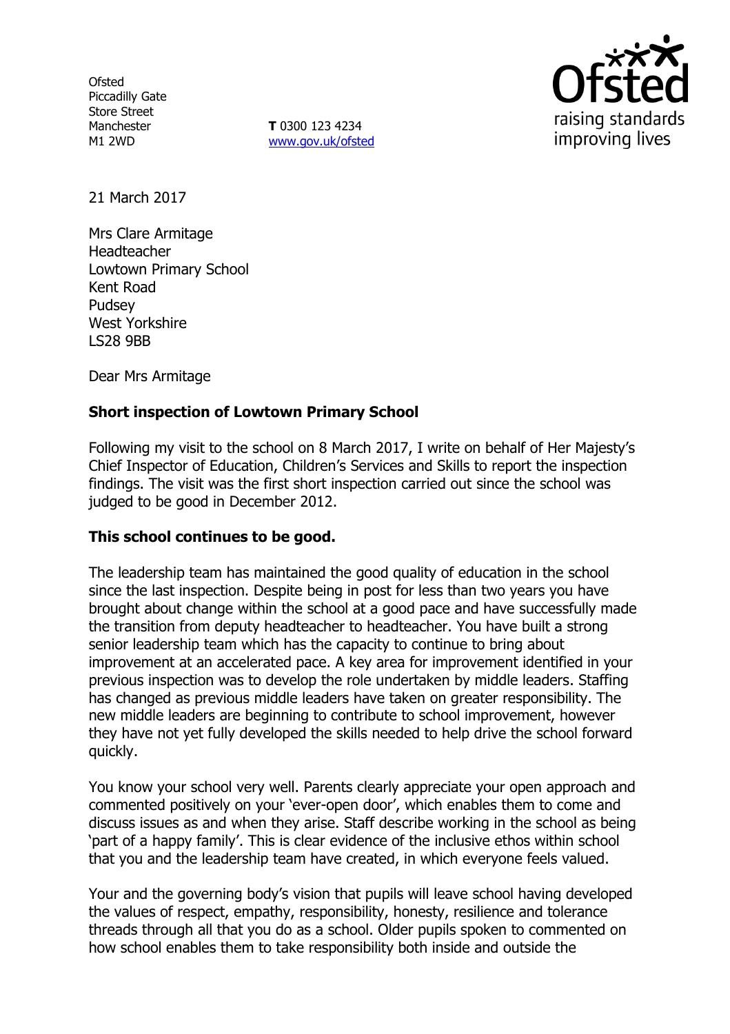Ofsted
Piccadilly Gate
Store Street
Manchester
M1 2WD

**T** 0300 123 4234
www.gov.uk/ofsted

21 March 2017

Mrs Clare Armitage
Headteacher
Lowtown Primary School
Kent Road
Pudsey
West Yorkshire
LS28 9BB

Dear Mrs Armitage

**Short inspection of Lowtown Primary School**

Following my visit to the school on 8 March 2017, I write on behalf of Her Majesty's Chief Inspector of Education, Children's Services and Skills to report the inspection findings. The visit was the first short inspection carried out since the school was judged to be good in December 2012.

**This school continues to be good.**

The leadership team has maintained the good quality of education in the school since the last inspection. Despite being in post for less than two years you have brought about change within the school at a good pace and have successfully made the transition from deputy headteacher to headteacher. You have built a strong senior leadership team which has the capacity to continue to bring about improvement at an accelerated pace. A key area for improvement identified in your previous inspection was to develop the role undertaken by middle leaders. Staffing has changed as previous middle leaders have taken on greater responsibility. The new middle leaders are beginning to contribute to school improvement, however they have not yet fully developed the skills needed to help drive the school forward quickly.

You know your school very well. Parents clearly appreciate your open approach and commented positively on your 'ever-open door', which enables them to come and discuss issues as and when they arise. Staff describe working in the school as being 'part of a happy family'. This is clear evidence of the inclusive ethos within school that you and the leadership team have created, in which everyone feels valued.

Your and the governing body's vision that pupils will leave school having developed the values of respect, empathy, responsibility, honesty, resilience and tolerance threads through all that you do as a school. Older pupils spoken to commented on how school enables them to take responsibility both inside and outside the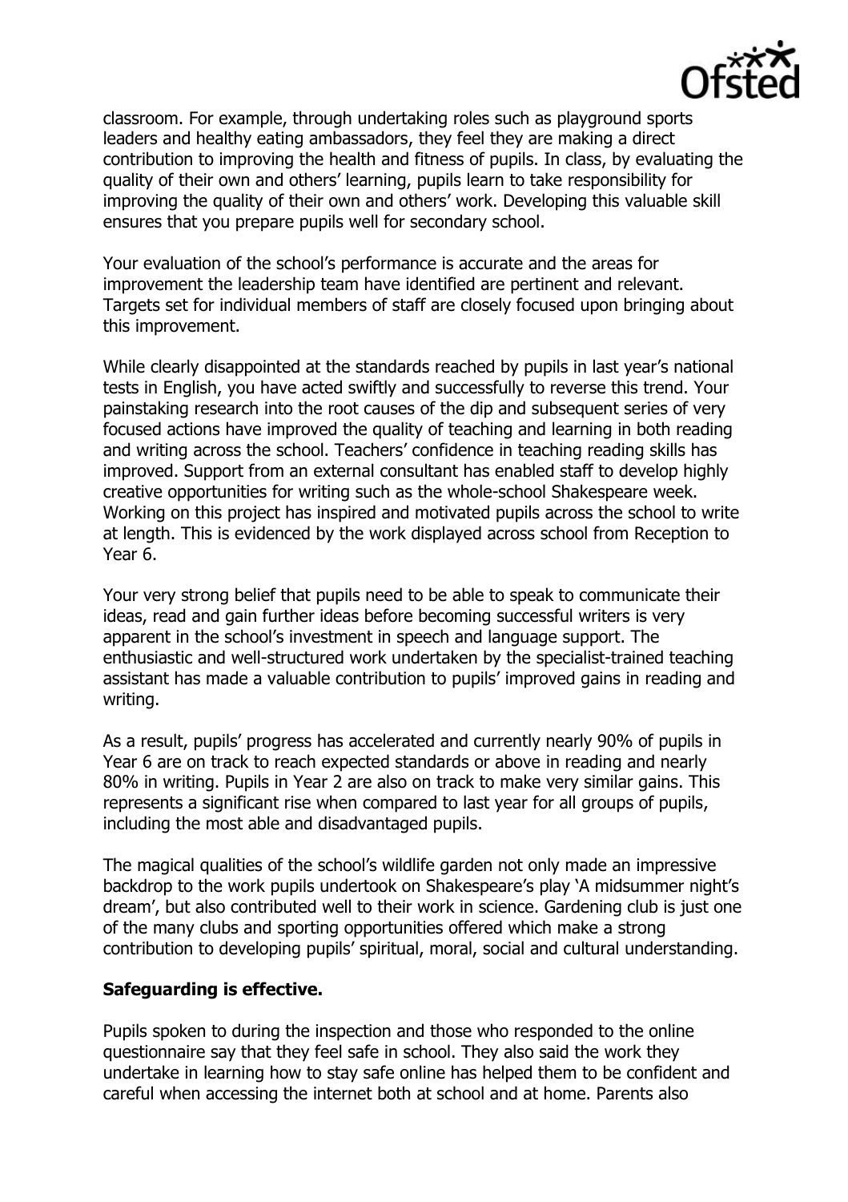classroom. For example, through undertaking roles such as playground sports leaders and healthy eating ambassadors, they feel they are making a direct contribution to improving the health and fitness of pupils. In class, by evaluating the quality of their own and others' learning, pupils learn to take responsibility for improving the quality of their own and others' work. Developing this valuable skill ensures that you prepare pupils well for secondary school.

Your evaluation of the school's performance is accurate and the areas for improvement the leadership team have identified are pertinent and relevant. Targets set for individual members of staff are closely focused upon bringing about this improvement.

While clearly disappointed at the standards reached by pupils in last year's national tests in English, you have acted swiftly and successfully to reverse this trend. Your painstaking research into the root causes of the dip and subsequent series of very focused actions have improved the quality of teaching and learning in both reading and writing across the school. Teachers' confidence in teaching reading skills has improved. Support from an external consultant has enabled staff to develop highly creative opportunities for writing such as the whole-school Shakespeare week. Working on this project has inspired and motivated pupils across the school to write at length. This is evidenced by the work displayed across school from Reception to Year 6.

Your very strong belief that pupils need to be able to speak to communicate their ideas, read and gain further ideas before becoming successful writers is very apparent in the school's investment in speech and language support. The enthusiastic and well-structured work undertaken by the specialist-trained teaching assistant has made a valuable contribution to pupils' improved gains in reading and writing.

As a result, pupils' progress has accelerated and currently nearly 90% of pupils in Year 6 are on track to reach expected standards or above in reading and nearly 80% in writing. Pupils in Year 2 are also on track to make very similar gains. This represents a significant rise when compared to last year for all groups of pupils, including the most able and disadvantaged pupils.

The magical qualities of the school's wildlife garden not only made an impressive backdrop to the work pupils undertook on Shakespeare's play 'A midsummer night's dream', but also contributed well to their work in science. Gardening club is just one of the many clubs and sporting opportunities offered which make a strong contribution to developing pupils' spiritual, moral, social and cultural understanding.

**Safeguarding is effective.**

Pupils spoken to during the inspection and those who responded to the online questionnaire say that they feel safe in school. They also said the work they undertake in learning how to stay safe online has helped them to be confident and careful when accessing the internet both at school and at home. Parents also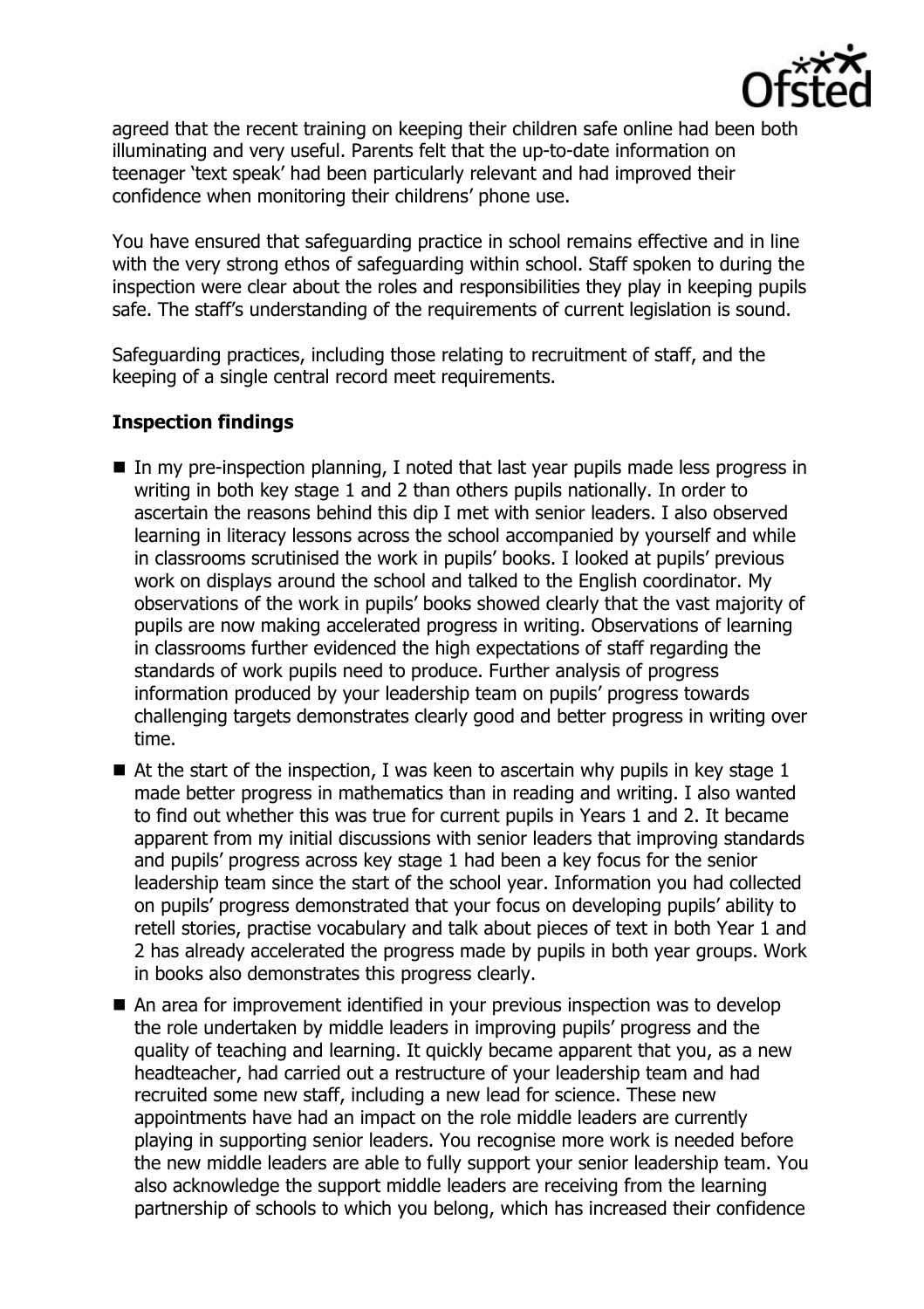agreed that the recent training on keeping their children safe online had been both illuminating and very useful. Parents felt that the up-to-date information on teenager 'text speak' had been particularly relevant and had improved their confidence when monitoring their childrens' phone use.

You have ensured that safeguarding practice in school remains effective and in line with the very strong ethos of safeguarding within school. Staff spoken to during the inspection were clear about the roles and responsibilities they play in keeping pupils safe. The staff's understanding of the requirements of current legislation is sound.

Safeguarding practices, including those relating to recruitment of staff, and the keeping of a single central record meet requirements.

## Inspection findings

- In my pre-inspection planning, I noted that last year pupils made less progress in writing in both key stage 1 and 2 than others pupils nationally. In order to ascertain the reasons behind this dip I met with senior leaders. I also observed learning in literacy lessons across the school accompanied by yourself and while in classrooms scrutinised the work in pupils' books. I looked at pupils' previous work on displays around the school and talked to the English coordinator. My observations of the work in pupils' books showed clearly that the vast majority of pupils are now making accelerated progress in writing. Observations of learning in classrooms further evidenced the high expectations of staff regarding the standards of work pupils need to produce. Further analysis of progress information produced by your leadership team on pupils' progress towards challenging targets demonstrates clearly good and better progress in writing over time.
- At the start of the inspection, I was keen to ascertain why pupils in key stage 1 made better progress in mathematics than in reading and writing. I also wanted to find out whether this was true for current pupils in Years 1 and 2. It became apparent from my initial discussions with senior leaders that improving standards and pupils' progress across key stage 1 had been a key focus for the senior leadership team since the start of the school year. Information you had collected on pupils' progress demonstrated that your focus on developing pupils' ability to retell stories, practise vocabulary and talk about pieces of text in both Year 1 and 2 has already accelerated the progress made by pupils in both year groups. Work in books also demonstrates this progress clearly.
- An area for improvement identified in your previous inspection was to develop the role undertaken by middle leaders in improving pupils' progress and the quality of teaching and learning. It quickly became apparent that you, as a new headteacher, had carried out a restructure of your leadership team and had recruited some new staff, including a new lead for science. These new appointments have had an impact on the role middle leaders are currently playing in supporting senior leaders. You recognise more work is needed before the new middle leaders are able to fully support your senior leadership team. You also acknowledge the support middle leaders are receiving from the learning partnership of schools to which you belong, which has increased their confidence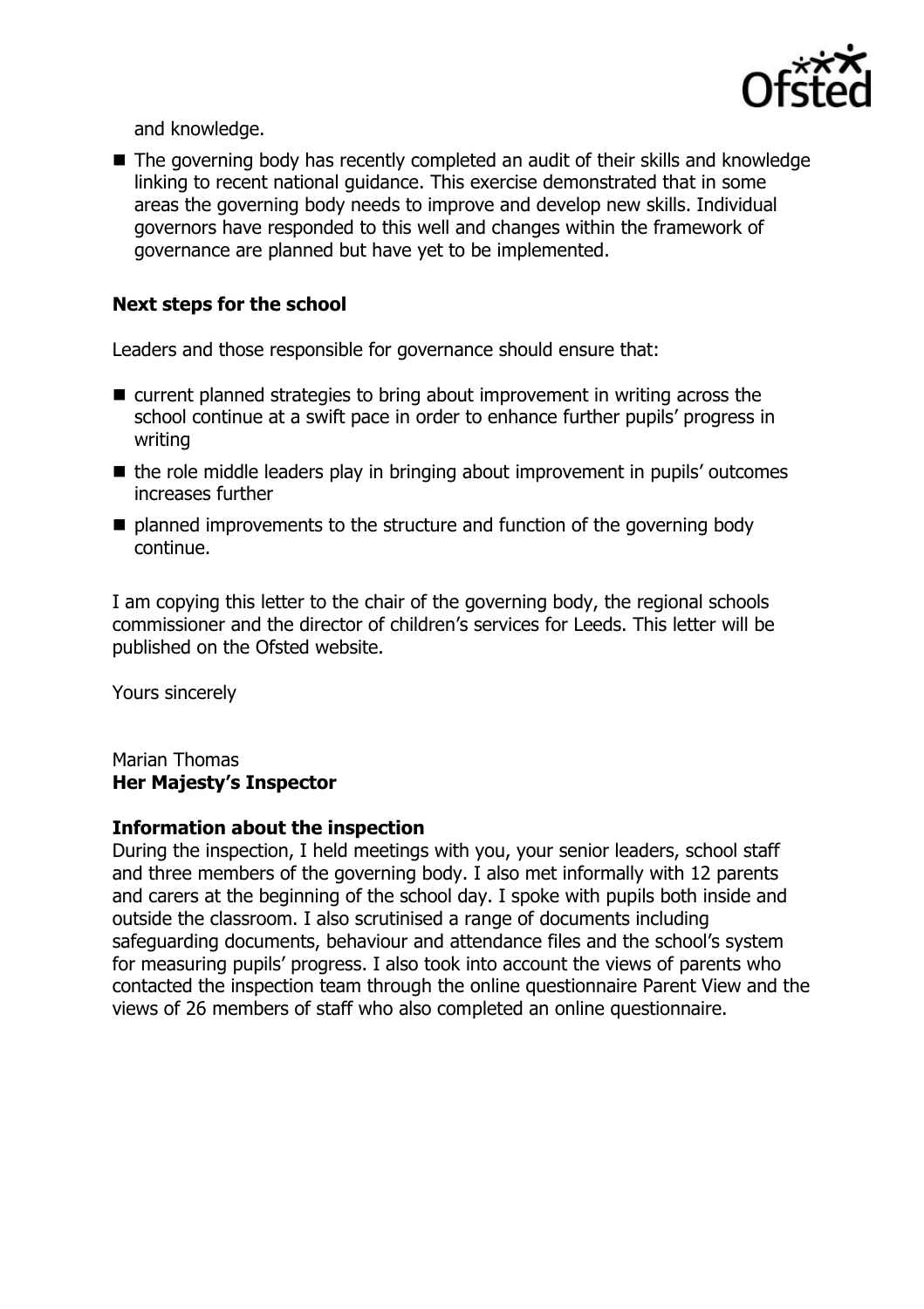and knowledge.

- The governing body has recently completed an audit of their skills and knowledge linking to recent national guidance. This exercise demonstrated that in some areas the governing body needs to improve and develop new skills. Individual governors have responded to this well and changes within the framework of governance are planned but have yet to be implemented.

### Next steps for the school

Leaders and those responsible for governance should ensure that:

- current planned strategies to bring about improvement in writing across the school continue at a swift pace in order to enhance further pupils' progress in writing
- the role middle leaders play in bringing about improvement in pupils' outcomes increases further
- planned improvements to the structure and function of the governing body continue.

I am copying this letter to the chair of the governing body, the regional schools commissioner and the director of children's services for Leeds. This letter will be published on the Ofsted website.

Yours sincerely

Marian Thomas
**Her Majesty's Inspector**

### Information about the inspection

During the inspection, I held meetings with you, your senior leaders, school staff and three members of the governing body. I also met informally with 12 parents and carers at the beginning of the school day. I spoke with pupils both inside and outside the classroom. I also scrutinised a range of documents including safeguarding documents, behaviour and attendance files and the school's system for measuring pupils' progress. I also took into account the views of parents who contacted the inspection team through the online questionnaire Parent View and the views of 26 members of staff who also completed an online questionnaire.